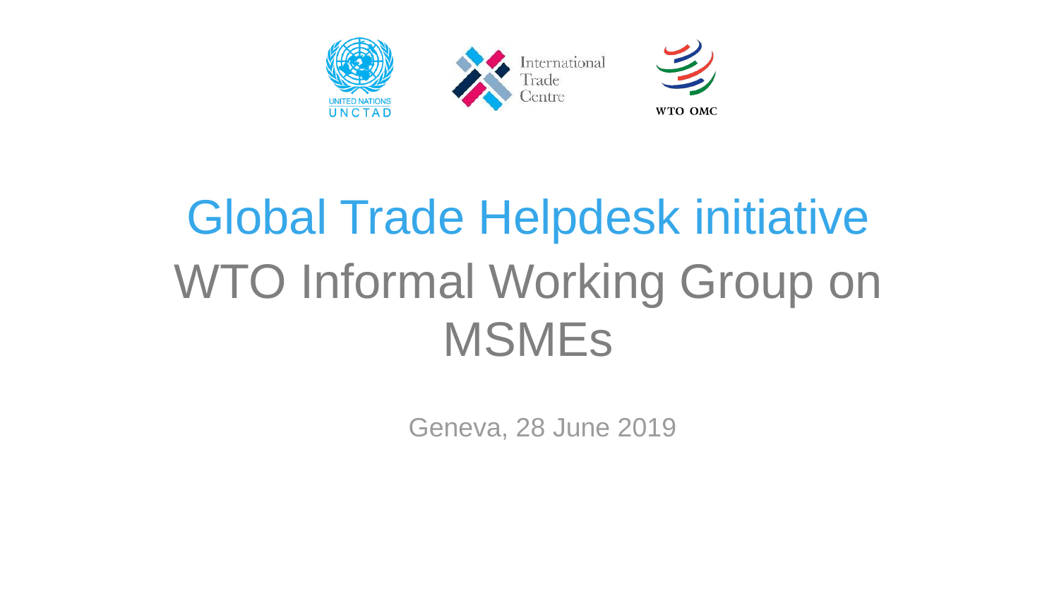# Global Trade Helpdesk initiative

## WTO Informal Working Group on MSMEs

Geneva, 28 June 2019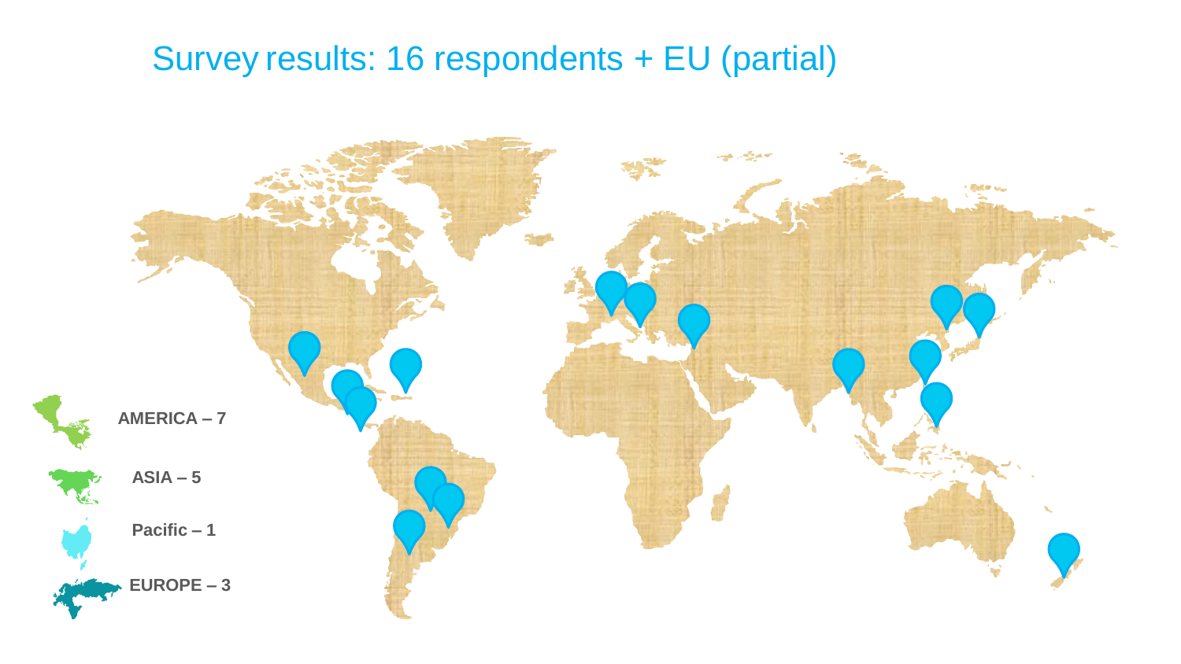# Survey results: 16 respondents + EU (partial)

**AMERICA – 7**

**ASIA – 5**

**Pacific – 1**

**EUROPE – 3**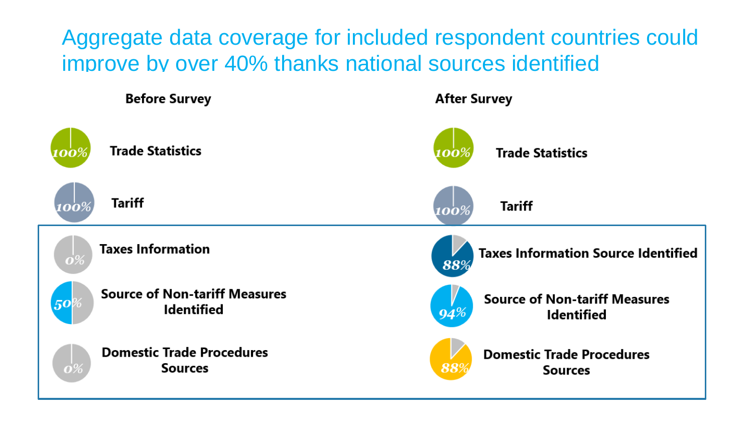# Aggregate data coverage for included respondent countries could improve by over 40% thanks national sources identified

| Before Survey | | After Survey | |
|---|---|---|---|
| 100% | Trade Statistics | 100% | Trade Statistics |
| 100% | Tariff | 100% | Tariff |
| 0% | Taxes Information | 88% | Taxes Information Source Identified |
| 50% | Source of Non-tariff Measures Identified | 94% | Source of Non-tariff Measures Identified |
| 0% | Domestic Trade Procedures Sources | 88% | Domestic Trade Procedures Sources |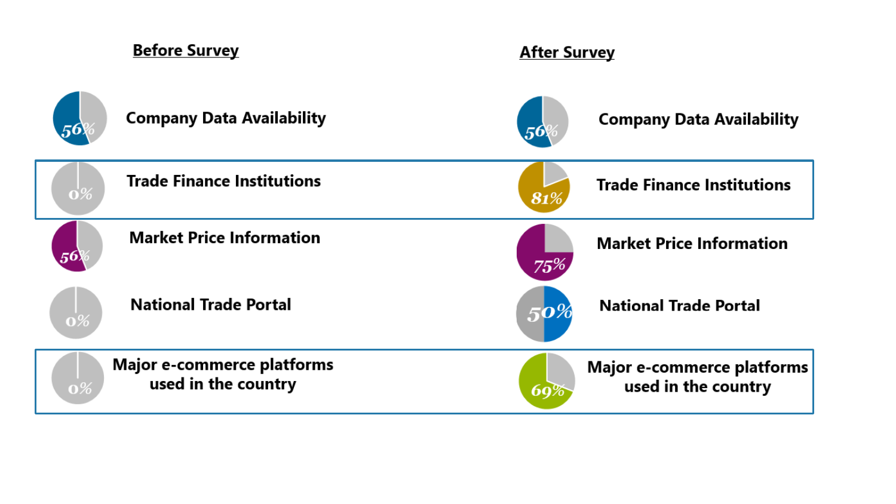| Before Survey | | After Survey | |
|---|---|---|---|
| 56% | Company Data Availability | 56% | Company Data Availability |
| 0% | Trade Finance Institutions | 81% | Trade Finance Institutions |
| 56% | Market Price Information | 75% | Market Price Information |
| 0% | National Trade Portal | 50% | National Trade Portal |
| 0% | Major e-commerce platforms used in the country | 69% | Major e-commerce platforms used in the country |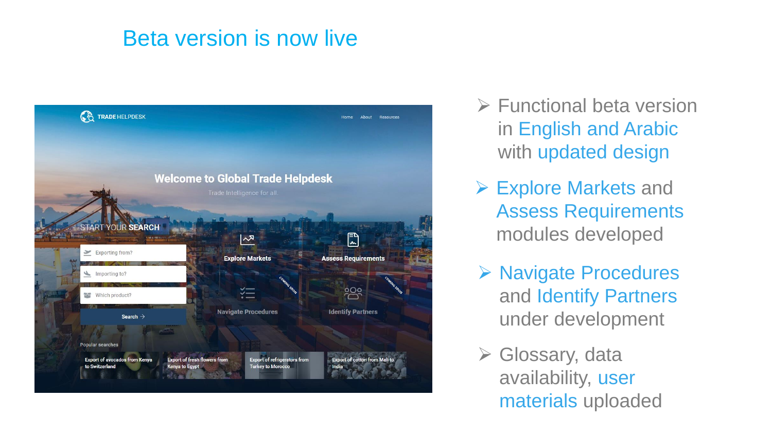# Beta version is now live

- Functional beta version in English and Arabic with updated design
- Explore Markets and Assess Requirements modules developed
- Navigate Procedures and Identify Partners under development
- Glossary, data availability, user materials uploaded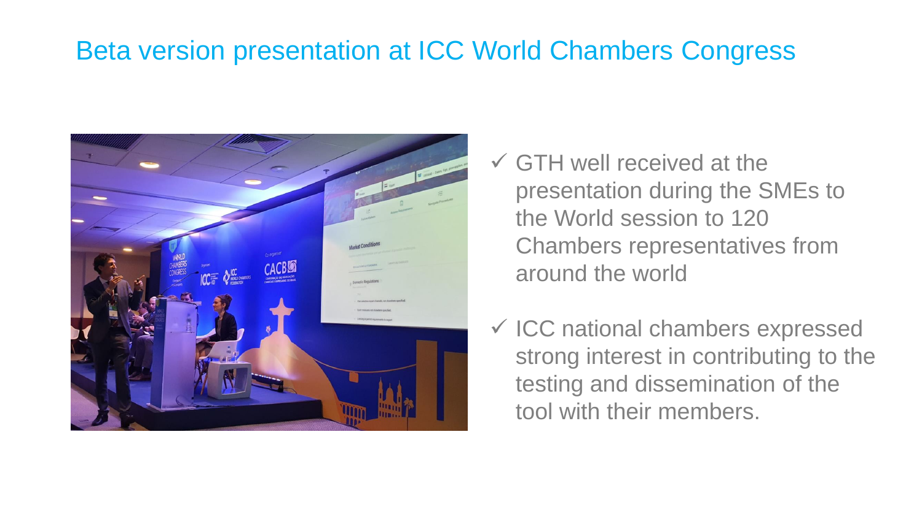# Beta version presentation at ICC World Chambers Congress

- ✓ GTH well received at the presentation during the SMEs to the World session to 120 Chambers representatives from around the world

- ✓ ICC national chambers expressed strong interest in contributing to the testing and dissemination of the tool with their members.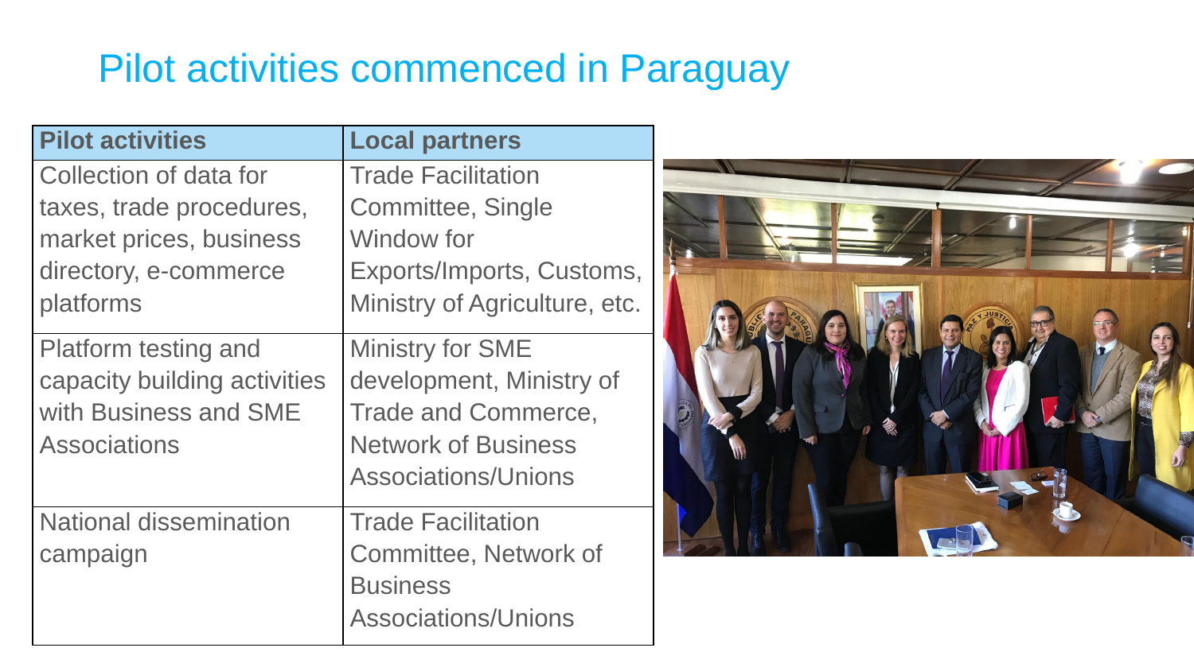# Pilot activities commenced in Paraguay

| Pilot activities | Local partners |
|---|---|
| Collection of data for taxes, trade procedures, market prices, business directory, e-commerce platforms | Trade Facilitation Committee, Single Window for Exports/Imports, Customs, Ministry of Agriculture, etc. |
| Platform testing and capacity building activities with Business and SME Associations | Ministry for SME development, Ministry of Trade and Commerce, Network of Business Associations/Unions |
| National dissemination campaign | Trade Facilitation Committee, Network of Business Associations/Unions |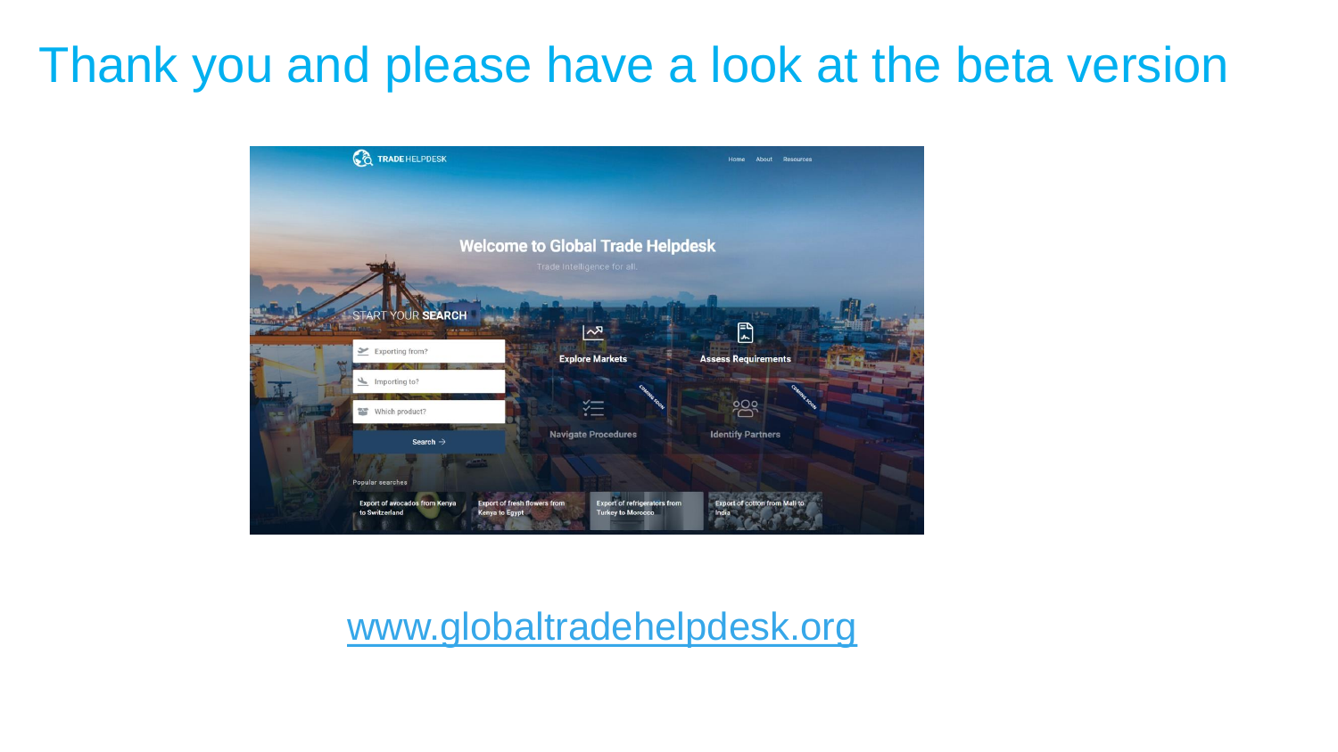# Thank you and please have a look at the beta version

www.globaltradehelpdesk.org